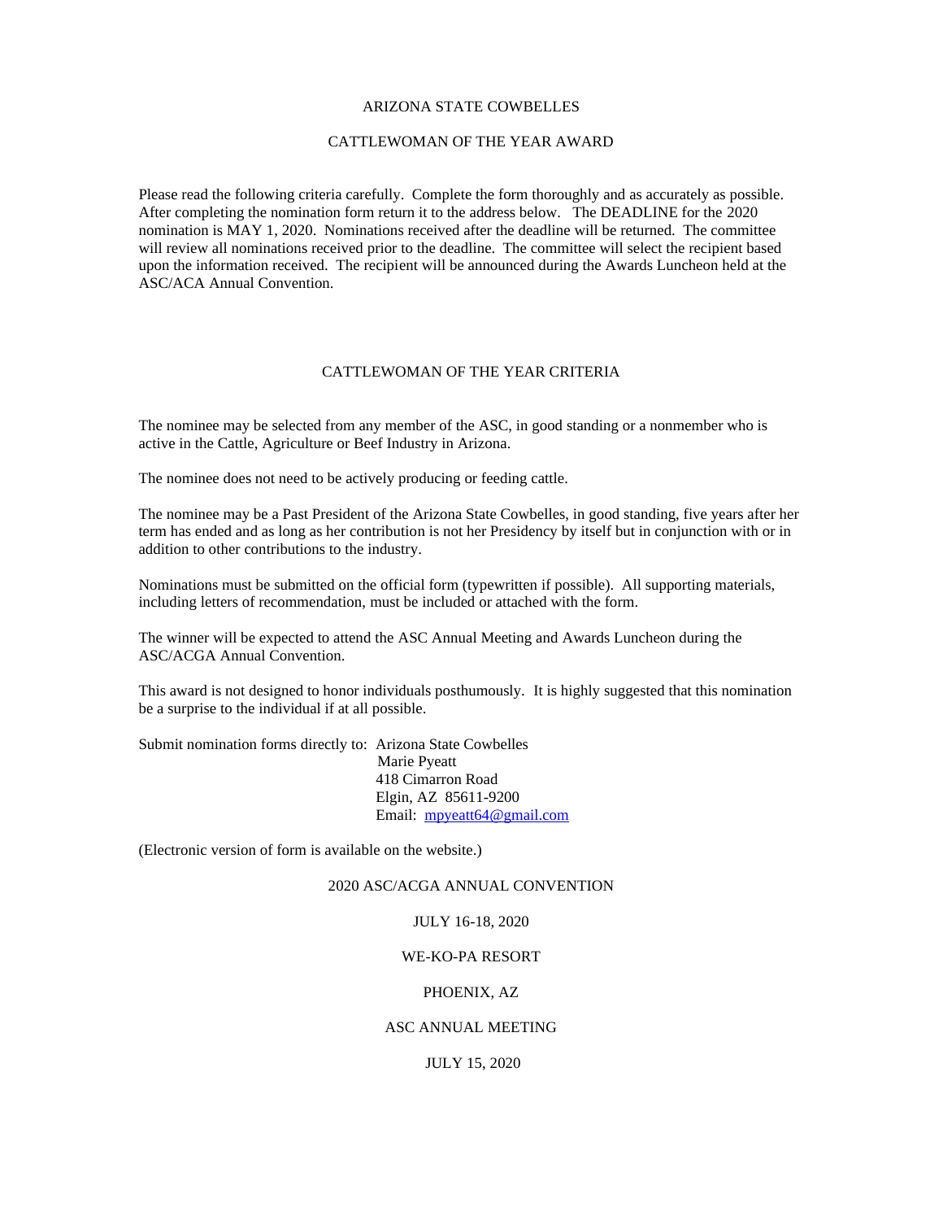# ARIZONA STATE COWBELLES

## CATTLEWOMAN OF THE YEAR AWARD

Please read the following criteria carefully. Complete the form thoroughly and as accurately as possible. After completing the nomination form return it to the address below. The DEADLINE for the 2020 nomination is MAY 1, 2020. Nominations received after the deadline will be returned. The committee will review all nominations received prior to the deadline. The committee will select the recipient based upon the information received. The recipient will be announced during the Awards Luncheon held at the ASC/ACA Annual Convention.

## CATTLEWOMAN OF THE YEAR CRITERIA

The nominee may be selected from any member of the ASC, in good standing or a nonmember who is active in the Cattle, Agriculture or Beef Industry in Arizona.

The nominee does not need to be actively producing or feeding cattle.

The nominee may be a Past President of the Arizona State Cowbelles, in good standing, five years after her term has ended and as long as her contribution is not her Presidency by itself but in conjunction with or in addition to other contributions to the industry.

Nominations must be submitted on the official form (typewritten if possible). All supporting materials, including letters of recommendation, must be included or attached with the form.

The winner will be expected to attend the ASC Annual Meeting and Awards Luncheon during the ASC/ACGA Annual Convention.

This award is not designed to honor individuals posthumously. It is highly suggested that this nomination be a surprise to the individual if at all possible.

Submit nomination forms directly to: Arizona State Cowbelles
Marie Pyeatt
418 Cimarron Road
Elgin, AZ 85611-9200
Email: mpyeatt64@gmail.com

(Electronic version of form is available on the website.)

2020 ASC/ACGA ANNUAL CONVENTION

JULY 16-18, 2020

WE-KO-PA RESORT

PHOENIX, AZ

ASC ANNUAL MEETING

JULY 15, 2020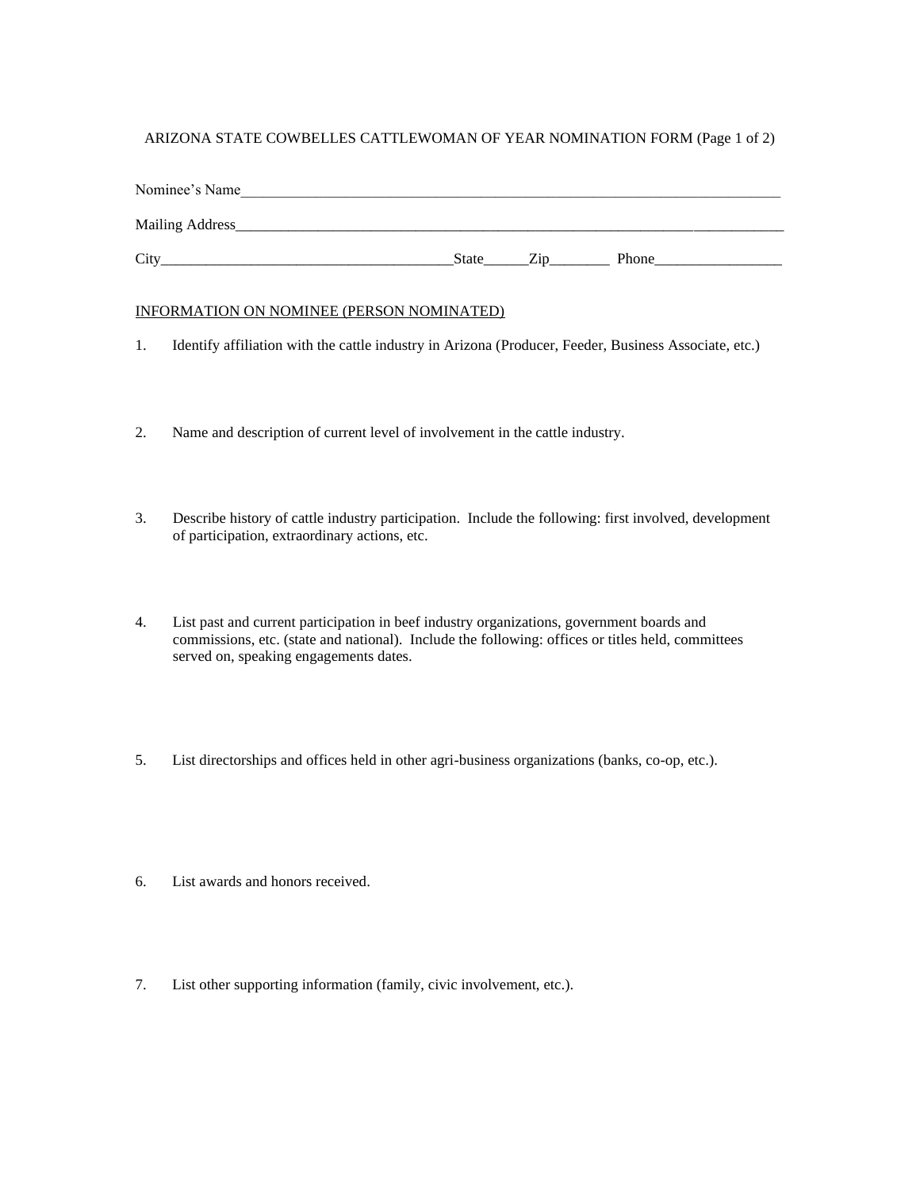ARIZONA STATE COWBELLES CATTLEWOMAN OF YEAR NOMINATION FORM (Page 1 of 2)

Nominee's Name_____________________________________________________________________________

Mailing Address____________________________________________________________________________

City_______________________________________State______Zip________ Phone_________________

INFORMATION ON NOMINEE (PERSON NOMINATED)

1. Identify affiliation with the cattle industry in Arizona (Producer, Feeder, Business Associate, etc.)

2. Name and description of current level of involvement in the cattle industry.

3. Describe history of cattle industry participation. Include the following: first involved, development of participation, extraordinary actions, etc.

4. List past and current participation in beef industry organizations, government boards and commissions, etc. (state and national). Include the following: offices or titles held, committees served on, speaking engagements dates.

5. List directorships and offices held in other agri-business organizations (banks, co-op, etc.).

6. List awards and honors received.

7. List other supporting information (family, civic involvement, etc.).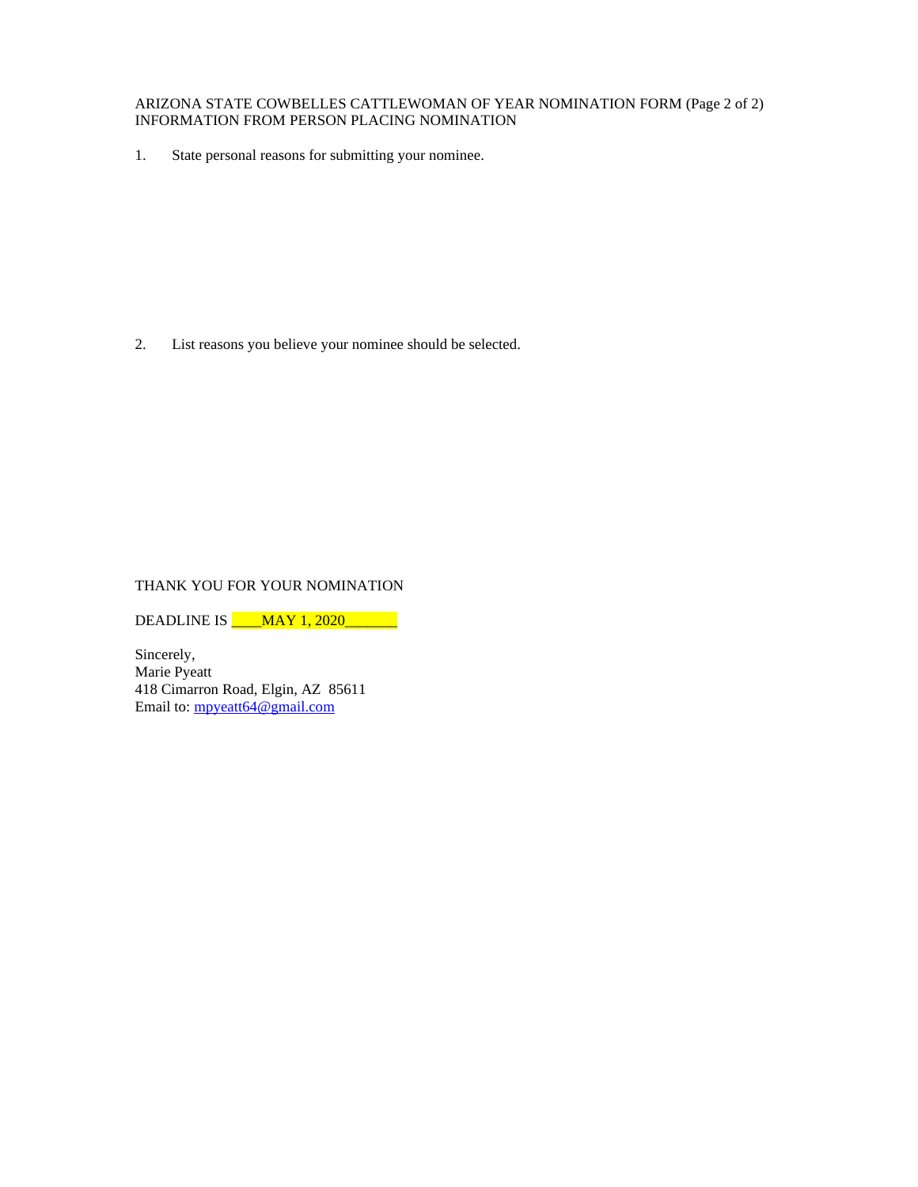ARIZONA STATE COWBELLES CATTLEWOMAN OF YEAR NOMINATION FORM (Page 2 of 2)
INFORMATION FROM PERSON PLACING NOMINATION

1. State personal reasons for submitting your nominee.

2. List reasons you believe your nominee should be selected.

THANK YOU FOR YOUR NOMINATION

DEADLINE IS ____MAY 1, 2020_______

Sincerely,
Marie Pyeatt
418 Cimarron Road, Elgin, AZ 85611
Email to: mpyeatt64@gmail.com